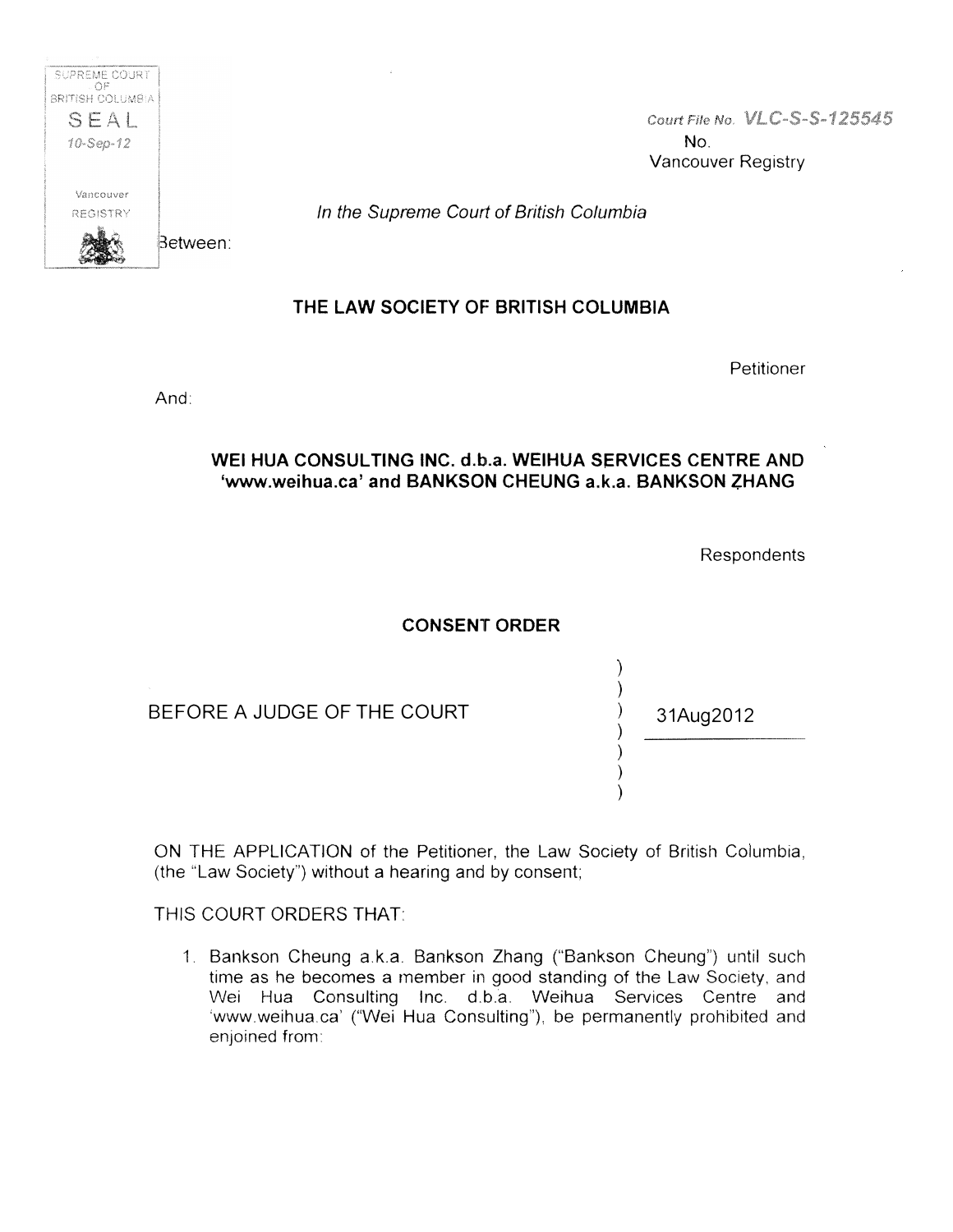SUPREME COURT OF BRITISH COLUMBIA
SEAL
10-Sep-12
Vancouver REGISTRY

Court File No. VLC-S-S-125545
No.
Vancouver Registry

*In the Supreme Court of British Columbia*

Between:

**THE LAW SOCIETY OF BRITISH COLUMBIA**

Petitioner

And:

**WEI HUA CONSULTING INC. d.b.a. WEIHUA SERVICES CENTRE AND 'www.weihua.ca' and BANKSON CHEUNG a.k.a. BANKSON ZHANG**

Respondents

**CONSENT ORDER**

BEFORE A JUDGE OF THE COURT ) 31Aug2012

ON THE APPLICATION of the Petitioner, the Law Society of British Columbia, (the "Law Society") without a hearing and by consent;

THIS COURT ORDERS THAT:

1. Bankson Cheung a.k.a. Bankson Zhang ("Bankson Cheung") until such time as he becomes a member in good standing of the Law Society, and Wei Hua Consulting Inc. d.b.a. Weihua Services Centre and 'www.weihua.ca' ("Wei Hua Consulting"), be permanently prohibited and enjoined from: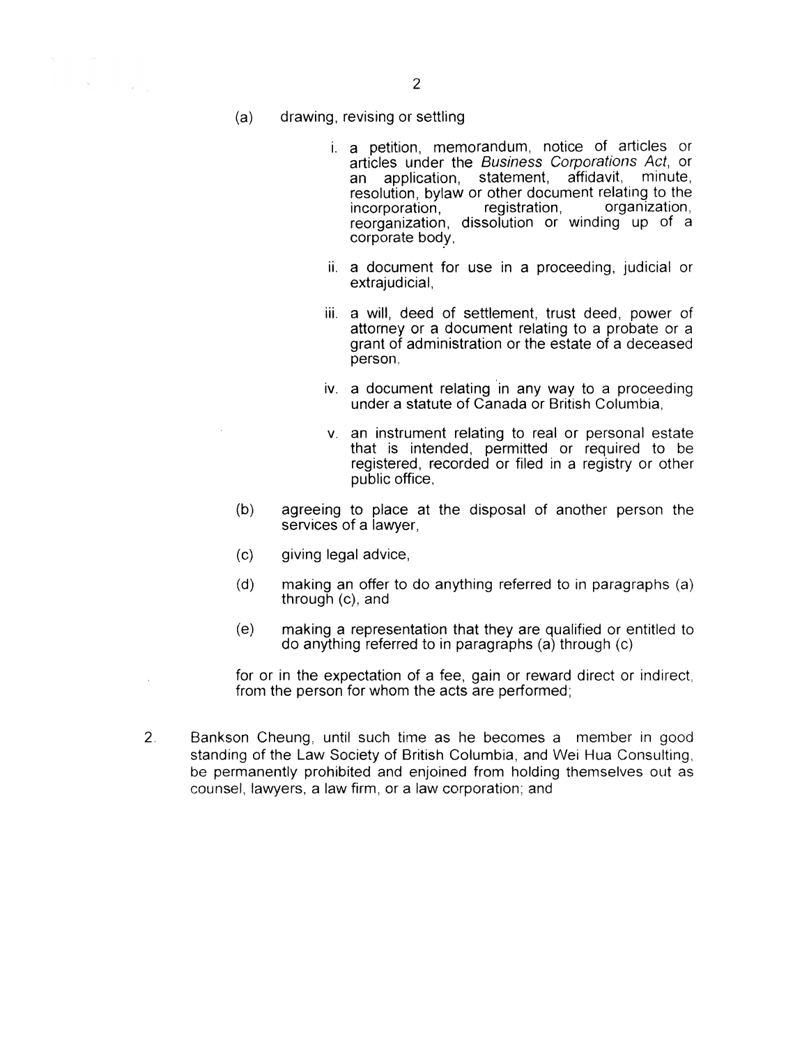(a) drawing, revising or settling

   i. a petition, memorandum, notice of articles or articles under the *Business Corporations Act*, or an application, statement, affidavit, minute, resolution, bylaw or other document relating to the incorporation, registration, organization, reorganization, dissolution or winding up of a corporate body,

   ii. a document for use in a proceeding, judicial or extrajudicial,

   iii. a will, deed of settlement, trust deed, power of attorney or a document relating to a probate or a grant of administration or the estate of a deceased person,

   iv. a document relating in any way to a proceeding under a statute of Canada or British Columbia,

   v. an instrument relating to real or personal estate that is intended, permitted or required to be registered, recorded or filed in a registry or other public office,

(b) agreeing to place at the disposal of another person the services of a lawyer,

(c) giving legal advice,

(d) making an offer to do anything referred to in paragraphs (a) through (c), and

(e) making a representation that they are qualified or entitled to do anything referred to in paragraphs (a) through (c)

for or in the expectation of a fee, gain or reward direct or indirect, from the person for whom the acts are performed;

2. Bankson Cheung, until such time as he becomes a member in good standing of the Law Society of British Columbia, and Wei Hua Consulting, be permanently prohibited and enjoined from holding themselves out as counsel, lawyers, a law firm, or a law corporation; and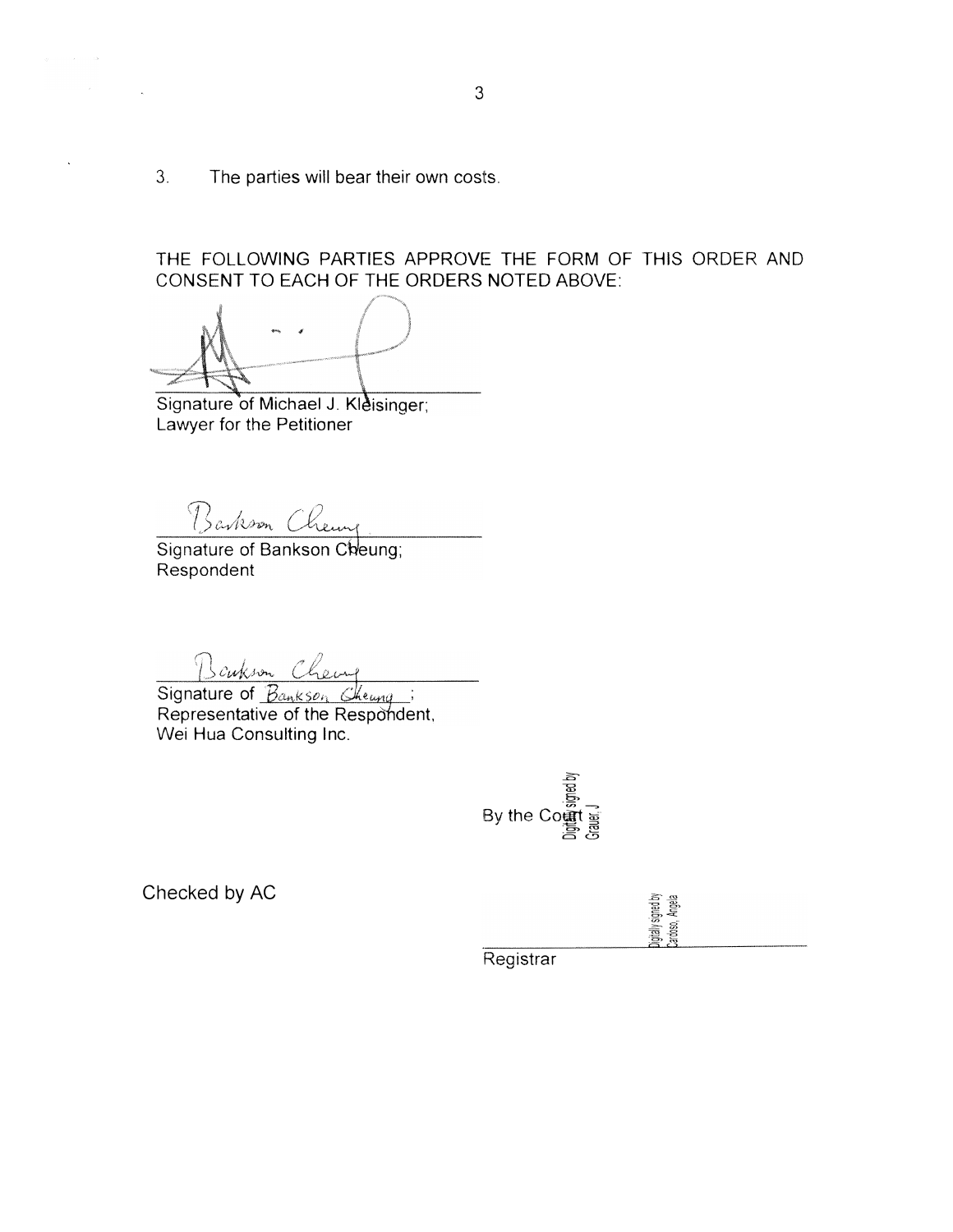3. The parties will bear their own costs.

THE FOLLOWING PARTIES APPROVE THE FORM OF THIS ORDER AND CONSENT TO EACH OF THE ORDERS NOTED ABOVE:

Signature of Michael J. Kleisinger;
Lawyer for the Petitioner

Bankson Cheung

Signature of Bankson Cheung;
Respondent

Bankson Cheung

Signature of Bankson Cheung;
Representative of the Respondent,
Wei Hua Consulting Inc.

By the Court

Digitally signed by
Grauer, J

Checked by AC

Digitally signed by
Cardoso, Angela

Registrar